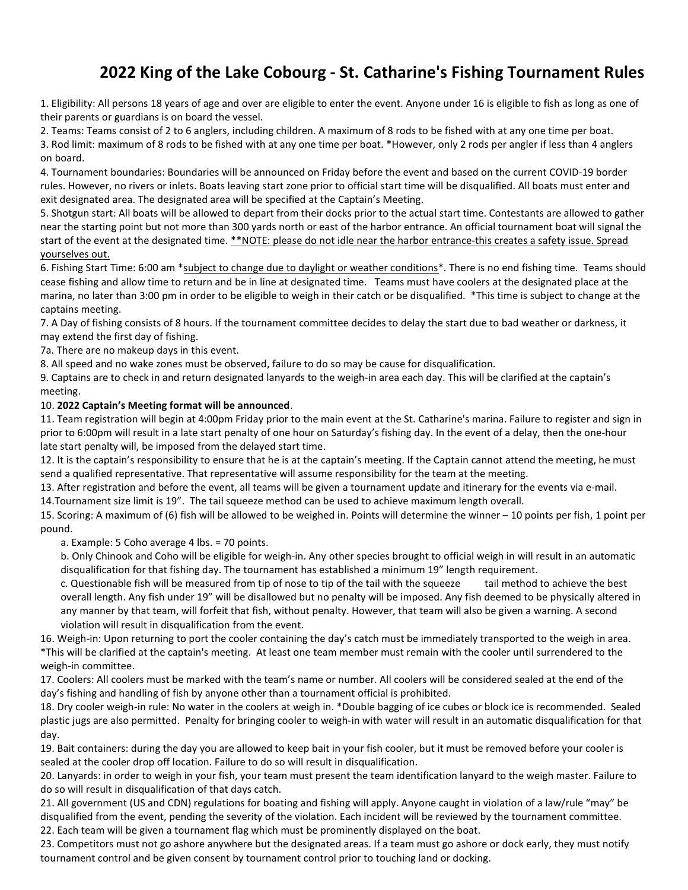# 2022 King of the Lake Cobourg - St. Catharine's Fishing Tournament Rules

1. Eligibility: All persons 18 years of age and over are eligible to enter the event. Anyone under 16 is eligible to fish as long as one of their parents or guardians is on board the vessel.
2. Teams: Teams consist of 2 to 6 anglers, including children. A maximum of 8 rods to be fished with at any one time per boat.
3. Rod limit: maximum of 8 rods to be fished with at any one time per boat. *However, only 2 rods per angler if less than 4 anglers on board.
4. Tournament boundaries: Boundaries will be announced on Friday before the event and based on the current COVID-19 border rules. However, no rivers or inlets. Boats leaving start zone prior to official start time will be disqualified. All boats must enter and exit designated area. The designated area will be specified at the Captain's Meeting.
5. Shotgun start: All boats will be allowed to depart from their docks prior to the actual start time. Contestants are allowed to gather near the starting point but not more than 300 yards north or east of the harbor entrance. An official tournament boat will signal the start of the event at the designated time. <u>**NOTE: please do not idle near the harbor entrance-this creates a safety issue. Spread yourselves out.</u>
6. Fishing Start Time: 6:00 am *<u>subject to change due to daylight or weather conditions</u>*. There is no end fishing time. Teams should cease fishing and allow time to return and be in line at designated time. Teams must have coolers at the designated place at the marina, no later than 3:00 pm in order to be eligible to weigh in their catch or be disqualified. *This time is subject to change at the captains meeting.
7. A Day of fishing consists of 8 hours. If the tournament committee decides to delay the start due to bad weather or darkness, it may extend the first day of fishing.

7a. There are no makeup days in this event.

8. All speed and no wake zones must be observed, failure to do so may be cause for disqualification.
9. Captains are to check in and return designated lanyards to the weigh-in area each day. This will be clarified at the captain's meeting.
10. **2022 Captain's Meeting format will be announced**.
11. Team registration will begin at 4:00pm Friday prior to the main event at the St. Catharine's marina. Failure to register and sign in prior to 6:00pm will result in a late start penalty of one hour on Saturday's fishing day. In the event of a delay, then the one-hour late start penalty will, be imposed from the delayed start time.
12. It is the captain's responsibility to ensure that he is at the captain's meeting. If the Captain cannot attend the meeting, he must send a qualified representative. That representative will assume responsibility for the team at the meeting.
13. After registration and before the event, all teams will be given a tournament update and itinerary for the events via e-mail.
14. Tournament size limit is 19". The tail squeeze method can be used to achieve maximum length overall.
15. Scoring: A maximum of (6) fish will be allowed to be weighed in. Points will determine the winner – 10 points per fish, 1 point per pound.
    a. Example: 5 Coho average 4 lbs. = 70 points.
    b. Only Chinook and Coho will be eligible for weigh-in. Any other species brought to official weigh in will result in an automatic disqualification for that fishing day. The tournament has established a minimum 19" length requirement.
    c. Questionable fish will be measured from tip of nose to tip of the tail with the squeeze tail method to achieve the best overall length. Any fish under 19" will be disallowed but no penalty will be imposed. Any fish deemed to be physically altered in any manner by that team, will forfeit that fish, without penalty. However, that team will also be given a warning. A second violation will result in disqualification from the event.
16. Weigh-in: Upon returning to port the cooler containing the day's catch must be immediately transported to the weigh in area. *This will be clarified at the captain's meeting. At least one team member must remain with the cooler until surrendered to the weigh-in committee.
17. Coolers: All coolers must be marked with the team's name or number. All coolers will be considered sealed at the end of the day's fishing and handling of fish by anyone other than a tournament official is prohibited.
18. Dry cooler weigh-in rule: No water in the coolers at weigh in. *Double bagging of ice cubes or block ice is recommended. Sealed plastic jugs are also permitted. Penalty for bringing cooler to weigh-in with water will result in an automatic disqualification for that day.
19. Bait containers: during the day you are allowed to keep bait in your fish cooler, but it must be removed before your cooler is sealed at the cooler drop off location. Failure to do so will result in disqualification.
20. Lanyards: in order to weigh in your fish, your team must present the team identification lanyard to the weigh master. Failure to do so will result in disqualification of that days catch.
21. All government (US and CDN) regulations for boating and fishing will apply. Anyone caught in violation of a law/rule "may" be disqualified from the event, pending the severity of the violation. Each incident will be reviewed by the tournament committee.
22. Each team will be given a tournament flag which must be prominently displayed on the boat.
23. Competitors must not go ashore anywhere but the designated areas. If a team must go ashore or dock early, they must notify tournament control and be given consent by tournament control prior to touching land or docking.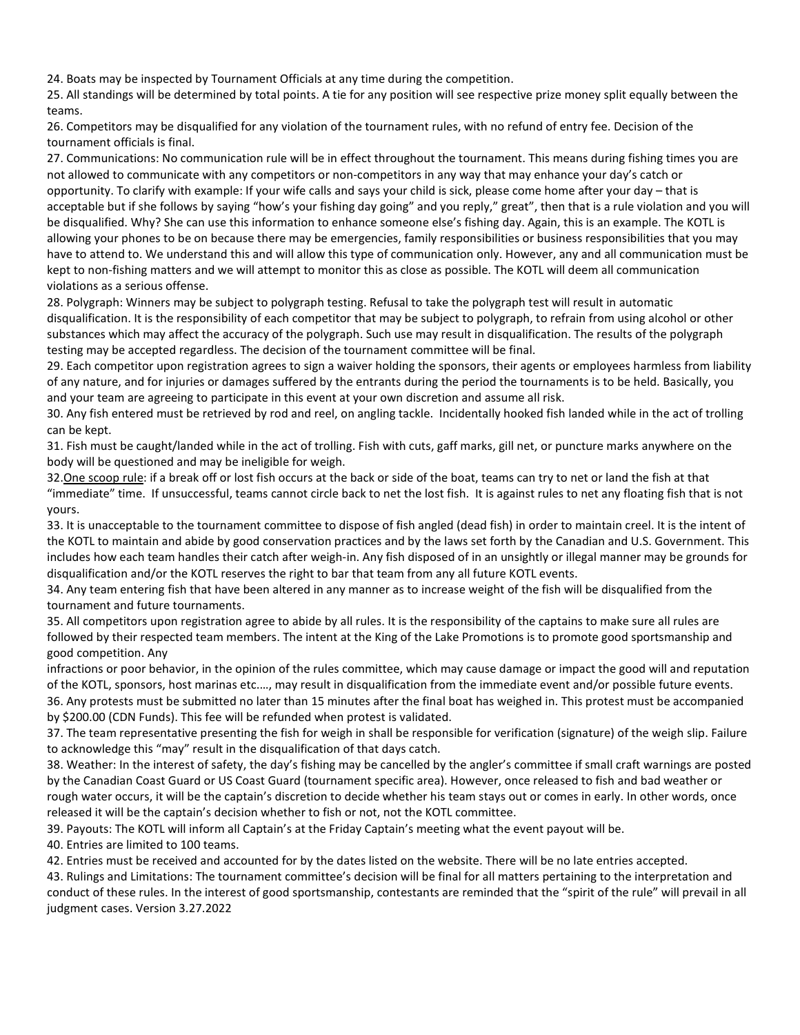24. Boats may be inspected by Tournament Officials at any time during the competition.

25. All standings will be determined by total points. A tie for any position will see respective prize money split equally between the teams.

26. Competitors may be disqualified for any violation of the tournament rules, with no refund of entry fee. Decision of the tournament officials is final.

27. Communications: No communication rule will be in effect throughout the tournament. This means during fishing times you are not allowed to communicate with any competitors or non-competitors in any way that may enhance your day's catch or opportunity. To clarify with example: If your wife calls and says your child is sick, please come home after your day – that is acceptable but if she follows by saying "how's your fishing day going" and you reply," great", then that is a rule violation and you will be disqualified. Why? She can use this information to enhance someone else's fishing day. Again, this is an example. The KOTL is allowing your phones to be on because there may be emergencies, family responsibilities or business responsibilities that you may have to attend to. We understand this and will allow this type of communication only. However, any and all communication must be kept to non-fishing matters and we will attempt to monitor this as close as possible. The KOTL will deem all communication violations as a serious offense.

28. Polygraph: Winners may be subject to polygraph testing. Refusal to take the polygraph test will result in automatic disqualification. It is the responsibility of each competitor that may be subject to polygraph, to refrain from using alcohol or other substances which may affect the accuracy of the polygraph. Such use may result in disqualification. The results of the polygraph testing may be accepted regardless. The decision of the tournament committee will be final.

29. Each competitor upon registration agrees to sign a waiver holding the sponsors, their agents or employees harmless from liability of any nature, and for injuries or damages suffered by the entrants during the period the tournaments is to be held. Basically, you and your team are agreeing to participate in this event at your own discretion and assume all risk.

30. Any fish entered must be retrieved by rod and reel, on angling tackle. Incidentally hooked fish landed while in the act of trolling can be kept.

31. Fish must be caught/landed while in the act of trolling. Fish with cuts, gaff marks, gill net, or puncture marks anywhere on the body will be questioned and may be ineligible for weigh.

32. <u>One scoop rule</u>: if a break off or lost fish occurs at the back or side of the boat, teams can try to net or land the fish at that "immediate" time. If unsuccessful, teams cannot circle back to net the lost fish. It is against rules to net any floating fish that is not yours.

33. It is unacceptable to the tournament committee to dispose of fish angled (dead fish) in order to maintain creel. It is the intent of the KOTL to maintain and abide by good conservation practices and by the laws set forth by the Canadian and U.S. Government. This includes how each team handles their catch after weigh-in. Any fish disposed of in an unsightly or illegal manner may be grounds for disqualification and/or the KOTL reserves the right to bar that team from any all future KOTL events.

34. Any team entering fish that have been altered in any manner as to increase weight of the fish will be disqualified from the tournament and future tournaments.

35. All competitors upon registration agree to abide by all rules. It is the responsibility of the captains to make sure all rules are followed by their respected team members. The intent at the King of the Lake Promotions is to promote good sportsmanship and good competition. Any infractions or poor behavior, in the opinion of the rules committee, which may cause damage or impact the good will and reputation of the KOTL, sponsors, host marinas etc...., may result in disqualification from the immediate event and/or possible future events.

36. Any protests must be submitted no later than 15 minutes after the final boat has weighed in. This protest must be accompanied by $200.00 (CDN Funds). This fee will be refunded when protest is validated.

37. The team representative presenting the fish for weigh in shall be responsible for verification (signature) of the weigh slip. Failure to acknowledge this "may" result in the disqualification of that days catch.

38. Weather: In the interest of safety, the day's fishing may be cancelled by the angler's committee if small craft warnings are posted by the Canadian Coast Guard or US Coast Guard (tournament specific area). However, once released to fish and bad weather or rough water occurs, it will be the captain's discretion to decide whether his team stays out or comes in early. In other words, once released it will be the captain's decision whether to fish or not, not the KOTL committee.

39. Payouts: The KOTL will inform all Captain's at the Friday Captain's meeting what the event payout will be.

40. Entries are limited to 100 teams.

42. Entries must be received and accounted for by the dates listed on the website. There will be no late entries accepted.

43. Rulings and Limitations: The tournament committee's decision will be final for all matters pertaining to the interpretation and conduct of these rules. In the interest of good sportsmanship, contestants are reminded that the "spirit of the rule" will prevail in all judgment cases. Version 3.27.2022